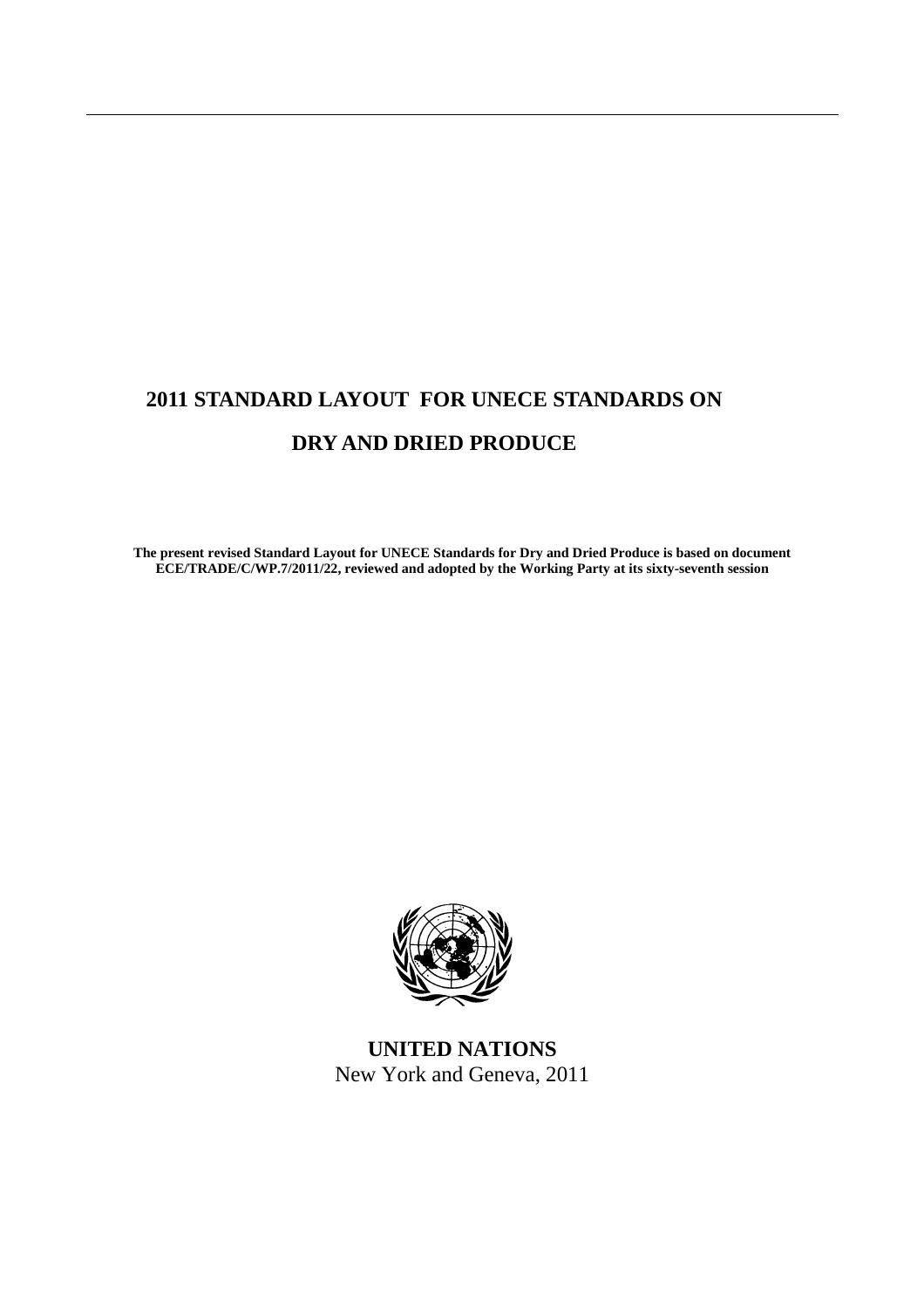# 2011 STANDARD LAYOUT FOR UNECE STANDARDS ON DRY AND DRIED PRODUCE

**The present revised Standard Layout for UNECE Standards for Dry and Dried Produce is based on document ECE/TRADE/C/WP.7/2011/22, reviewed and adopted by the Working Party at its sixty-seventh session**

**UNITED NATIONS**

New York and Geneva, 2011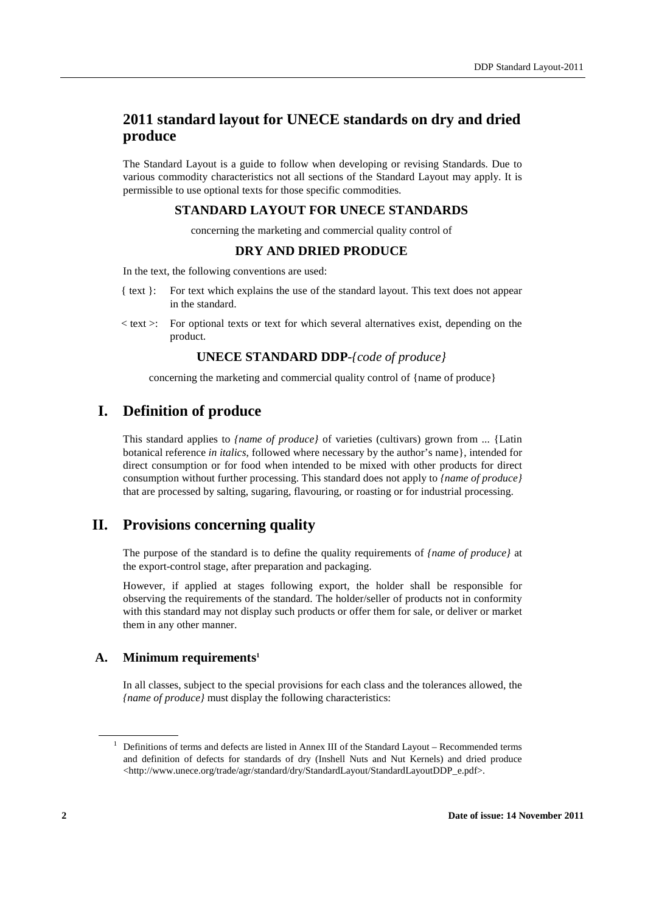# 2011 standard layout for UNECE standards on dry and dried produce

The Standard Layout is a guide to follow when developing or revising Standards. Due to various commodity characteristics not all sections of the Standard Layout may apply. It is permissible to use optional texts for those specific commodities.

### STANDARD LAYOUT FOR UNECE STANDARDS

concerning the marketing and commercial quality control of

### DRY AND DRIED PRODUCE

In the text, the following conventions are used:

- { text }: For text which explains the use of the standard layout. This text does not appear in the standard.
- < text >: For optional texts or text for which several alternatives exist, depending on the product.

### UNECE STANDARD DDP-*{code of produce}*

concerning the marketing and commercial quality control of {name of produce}

## I. Definition of produce

This standard applies to *{name of produce}* of varieties (cultivars) grown from ... {Latin botanical reference *in italics*, followed where necessary by the author's name}, intended for direct consumption or for food when intended to be mixed with other products for direct consumption without further processing. This standard does not apply to *{name of produce}* that are processed by salting, sugaring, flavouring, or roasting or for industrial processing.

## II. Provisions concerning quality

The purpose of the standard is to define the quality requirements of *{name of produce}* at the export-control stage, after preparation and packaging.

However, if applied at stages following export, the holder shall be responsible for observing the requirements of the standard. The holder/seller of products not in conformity with this standard may not display such products or offer them for sale, or deliver or market them in any other manner.

### A. Minimum requirements[1]

In all classes, subject to the special provisions for each class and the tolerances allowed, the *{name of produce}* must display the following characteristics:

[1] Definitions of terms and defects are listed in Annex III of the Standard Layout – Recommended terms and definition of defects for standards of dry (Inshell Nuts and Nut Kernels) and dried produce <http://www.unece.org/trade/agr/standard/dry/StandardLayout/StandardLayoutDDP_e.pdf>.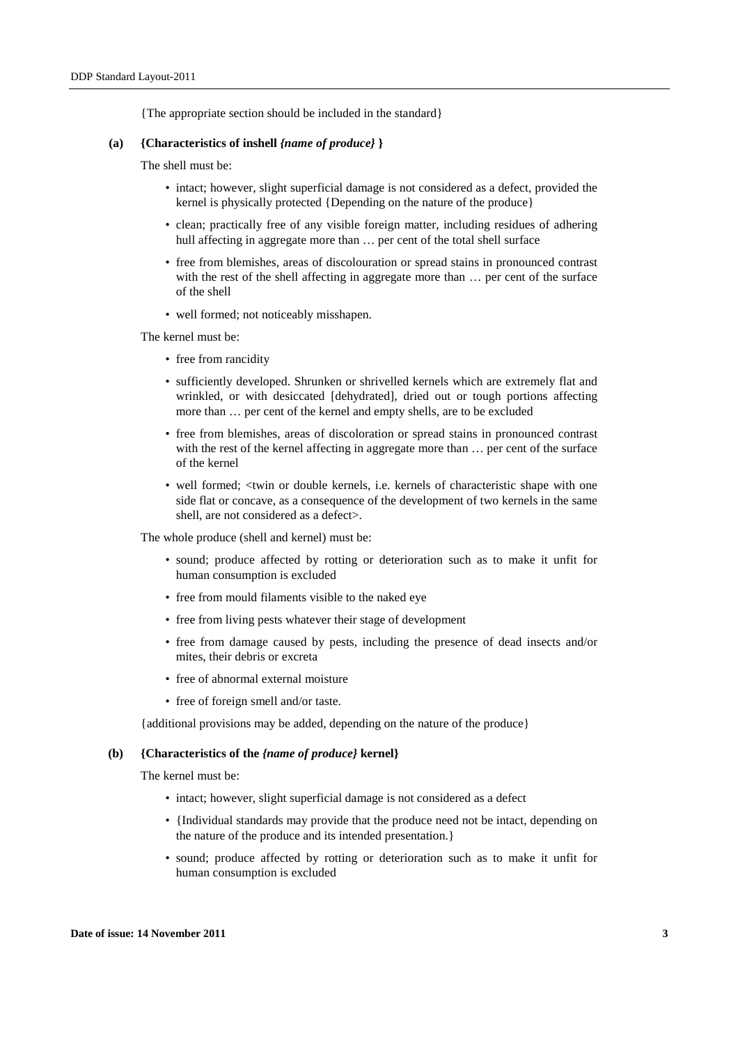{The appropriate section should be included in the standard}

**(a) {Characteristics of inshell *{name of produce}* }**

The shell must be:

- intact; however, slight superficial damage is not considered as a defect, provided the kernel is physically protected {Depending on the nature of the produce}
- clean; practically free of any visible foreign matter, including residues of adhering hull affecting in aggregate more than … per cent of the total shell surface
- free from blemishes, areas of discolouration or spread stains in pronounced contrast with the rest of the shell affecting in aggregate more than … per cent of the surface of the shell
- well formed; not noticeably misshapen.

The kernel must be:

- free from rancidity
- sufficiently developed. Shrunken or shrivelled kernels which are extremely flat and wrinkled, or with desiccated [dehydrated], dried out or tough portions affecting more than … per cent of the kernel and empty shells, are to be excluded
- free from blemishes, areas of discoloration or spread stains in pronounced contrast with the rest of the kernel affecting in aggregate more than … per cent of the surface of the kernel
- well formed; <twin or double kernels, i.e. kernels of characteristic shape with one side flat or concave, as a consequence of the development of two kernels in the same shell, are not considered as a defect>.

The whole produce (shell and kernel) must be:

- sound; produce affected by rotting or deterioration such as to make it unfit for human consumption is excluded
- free from mould filaments visible to the naked eye
- free from living pests whatever their stage of development
- free from damage caused by pests, including the presence of dead insects and/or mites, their debris or excreta
- free of abnormal external moisture
- free of foreign smell and/or taste.

{additional provisions may be added, depending on the nature of the produce}

**(b) {Characteristics of the *{name of produce}* kernel}**

The kernel must be:

- intact; however, slight superficial damage is not considered as a defect
- {Individual standards may provide that the produce need not be intact, depending on the nature of the produce and its intended presentation.}
- sound; produce affected by rotting or deterioration such as to make it unfit for human consumption is excluded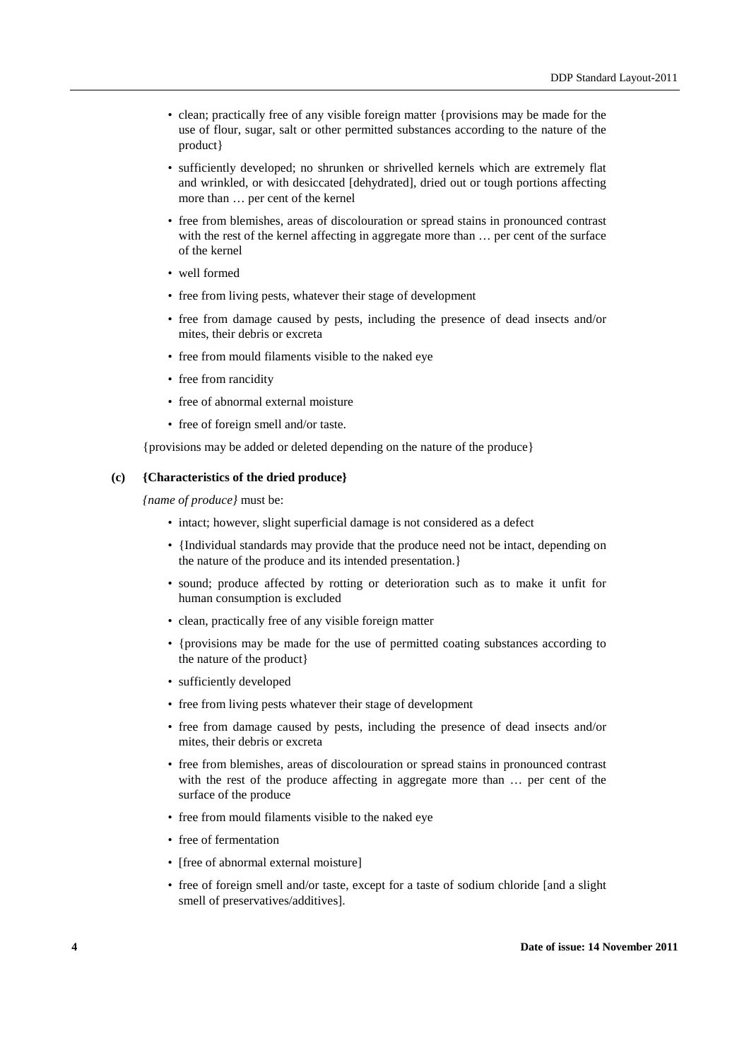- clean; practically free of any visible foreign matter {provisions may be made for the use of flour, sugar, salt or other permitted substances according to the nature of the product}
- sufficiently developed; no shrunken or shrivelled kernels which are extremely flat and wrinkled, or with desiccated [dehydrated], dried out or tough portions affecting more than … per cent of the kernel
- free from blemishes, areas of discolouration or spread stains in pronounced contrast with the rest of the kernel affecting in aggregate more than … per cent of the surface of the kernel
- well formed
- free from living pests, whatever their stage of development
- free from damage caused by pests, including the presence of dead insects and/or mites, their debris or excreta
- free from mould filaments visible to the naked eye
- free from rancidity
- free of abnormal external moisture
- free of foreign smell and/or taste.

{provisions may be added or deleted depending on the nature of the produce}

**(c) {Characteristics of the dried produce}**

*{name of produce}* must be:

- intact; however, slight superficial damage is not considered as a defect
- {Individual standards may provide that the produce need not be intact, depending on the nature of the produce and its intended presentation.}
- sound; produce affected by rotting or deterioration such as to make it unfit for human consumption is excluded
- clean, practically free of any visible foreign matter
- {provisions may be made for the use of permitted coating substances according to the nature of the product}
- sufficiently developed
- free from living pests whatever their stage of development
- free from damage caused by pests, including the presence of dead insects and/or mites, their debris or excreta
- free from blemishes, areas of discolouration or spread stains in pronounced contrast with the rest of the produce affecting in aggregate more than … per cent of the surface of the produce
- free from mould filaments visible to the naked eye
- free of fermentation
- [free of abnormal external moisture]
- free of foreign smell and/or taste, except for a taste of sodium chloride [and a slight smell of preservatives/additives].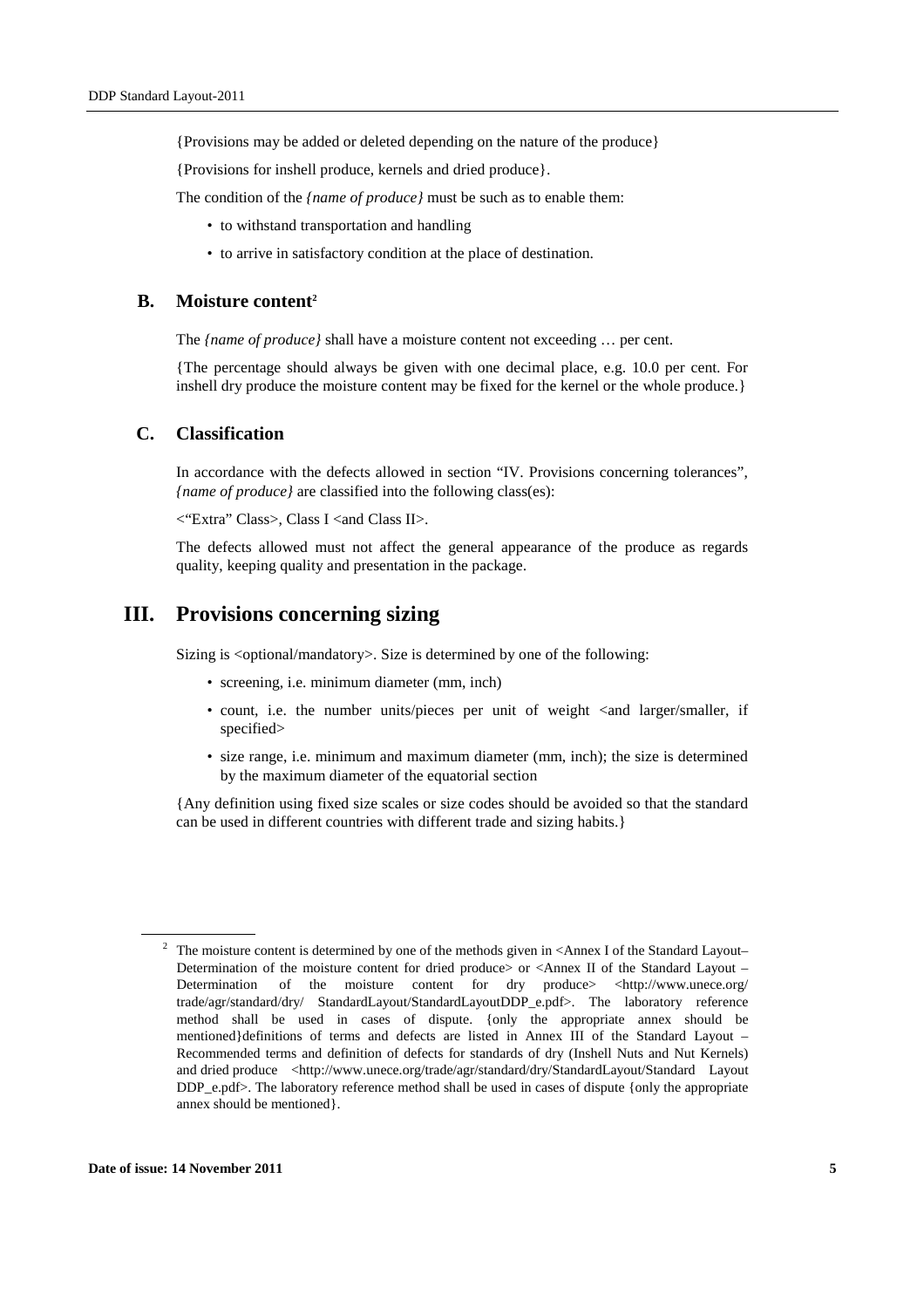{Provisions may be added or deleted depending on the nature of the produce}

{Provisions for inshell produce, kernels and dried produce}.

The condition of the *{name of produce}* must be such as to enable them:

- to withstand transportation and handling
- to arrive in satisfactory condition at the place of destination.

## B. Moisture content[2]

The *{name of produce}* shall have a moisture content not exceeding … per cent.

{The percentage should always be given with one decimal place, e.g. 10.0 per cent. For inshell dry produce the moisture content may be fixed for the kernel or the whole produce.}

## C. Classification

In accordance with the defects allowed in section "IV. Provisions concerning tolerances", *{name of produce}* are classified into the following class(es):

<"Extra" Class>, Class I <and Class II>.

The defects allowed must not affect the general appearance of the produce as regards quality, keeping quality and presentation in the package.

# III. Provisions concerning sizing

Sizing is <optional/mandatory>. Size is determined by one of the following:

- screening, i.e. minimum diameter (mm, inch)
- count, i.e. the number units/pieces per unit of weight <and larger/smaller, if specified>
- size range, i.e. minimum and maximum diameter (mm, inch); the size is determined by the maximum diameter of the equatorial section

{Any definition using fixed size scales or size codes should be avoided so that the standard can be used in different countries with different trade and sizing habits.}

---

[2] The moisture content is determined by one of the methods given in <Annex I of the Standard Layout– Determination of the moisture content for dried produce> or <Annex II of the Standard Layout – Determination of the moisture content for dry produce> <http://www.unece.org/trade/agr/standard/dry/ StandardLayout/StandardLayoutDDP_e.pdf>. The laboratory reference method shall be used in cases of dispute. {only the appropriate annex should be mentioned}definitions of terms and defects are listed in Annex III of the Standard Layout – Recommended terms and definition of defects for standards of dry (Inshell Nuts and Nut Kernels) and dried produce <http://www.unece.org/trade/agr/standard/dry/StandardLayout/Standard Layout DDP_e.pdf>. The laboratory reference method shall be used in cases of dispute {only the appropriate annex should be mentioned}.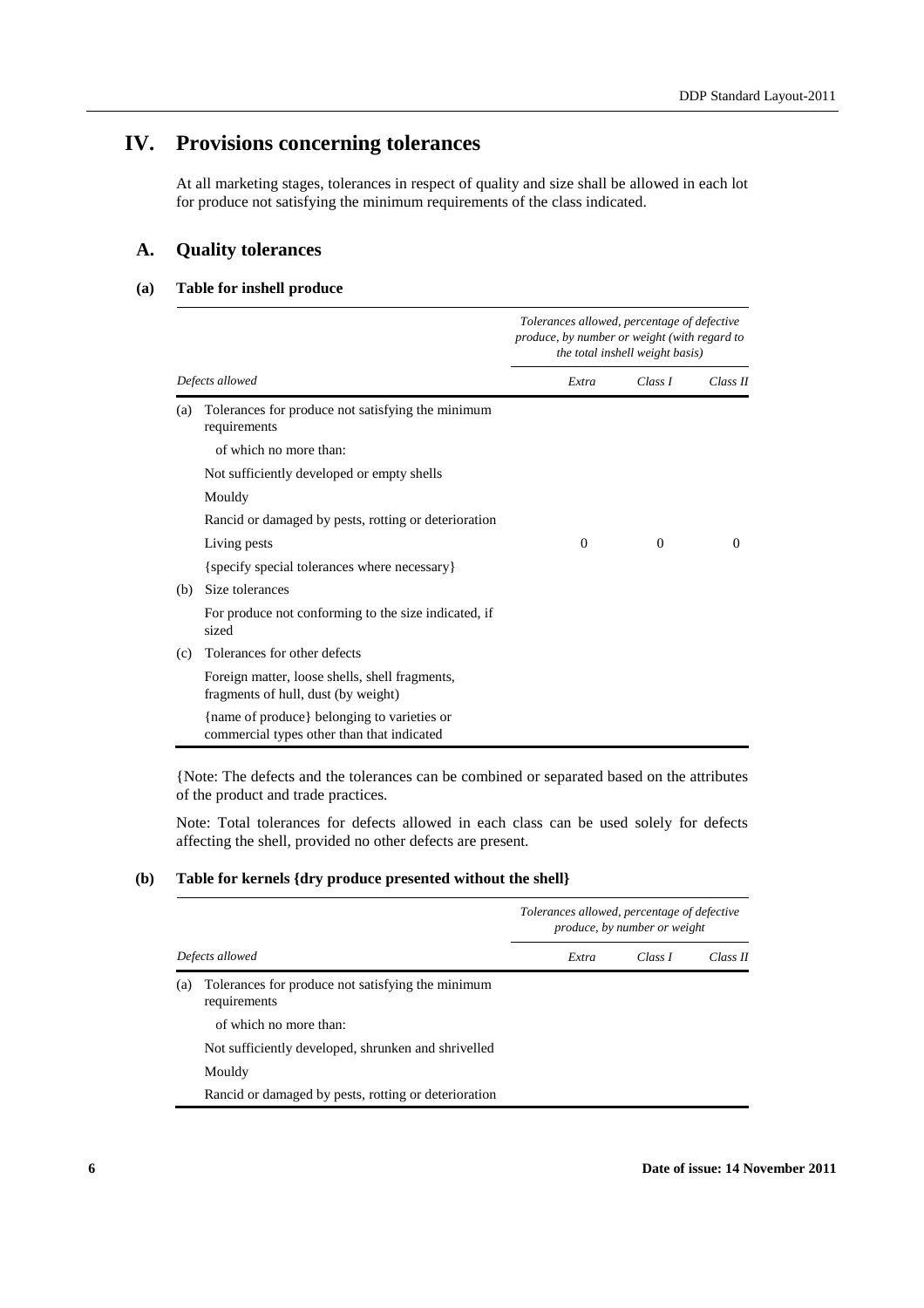# IV. Provisions concerning tolerances

At all marketing stages, tolerances in respect of quality and size shall be allowed in each lot for produce not satisfying the minimum requirements of the class indicated.

## A. Quality tolerances

### (a) Table for inshell produce

| | Defects allowed | *Tolerances allowed, percentage of defective produce, by number or weight (with regard to the total inshell weight basis)* | | |
|---|---|---|---|---|
| | | *Extra* | *Class I* | *Class II* |
| (a) | Tolerances for produce not satisfying the minimum requirements | | | |
| | of which no more than: | | | |
| | Not sufficiently developed or empty shells | | | |
| | Mouldy | | | |
| | Rancid or damaged by pests, rotting or deterioration | | | |
| | Living pests | 0 | 0 | 0 |
| | {specify special tolerances where necessary} | | | |
| (b) | Size tolerances | | | |
| | For produce not conforming to the size indicated, if sized | | | |
| (c) | Tolerances for other defects | | | |
| | Foreign matter, loose shells, shell fragments, fragments of hull, dust (by weight) | | | |
| | {name of produce} belonging to varieties or commercial types other than that indicated | | | |

{Note: The defects and the tolerances can be combined or separated based on the attributes of the product and trade practices.

Note: Total tolerances for defects allowed in each class can be used solely for defects affecting the shell, provided no other defects are present.

### (b) Table for kernels {dry produce presented without the shell}

| | Defects allowed | *Tolerances allowed, percentage of defective produce, by number or weight* | | |
|---|---|---|---|---|
| | | *Extra* | *Class I* | *Class II* |
| (a) | Tolerances for produce not satisfying the minimum requirements | | | |
| | of which no more than: | | | |
| | Not sufficiently developed, shrunken and shrivelled | | | |
| | Mouldy | | | |
| | Rancid or damaged by pests, rotting or deterioration | | | |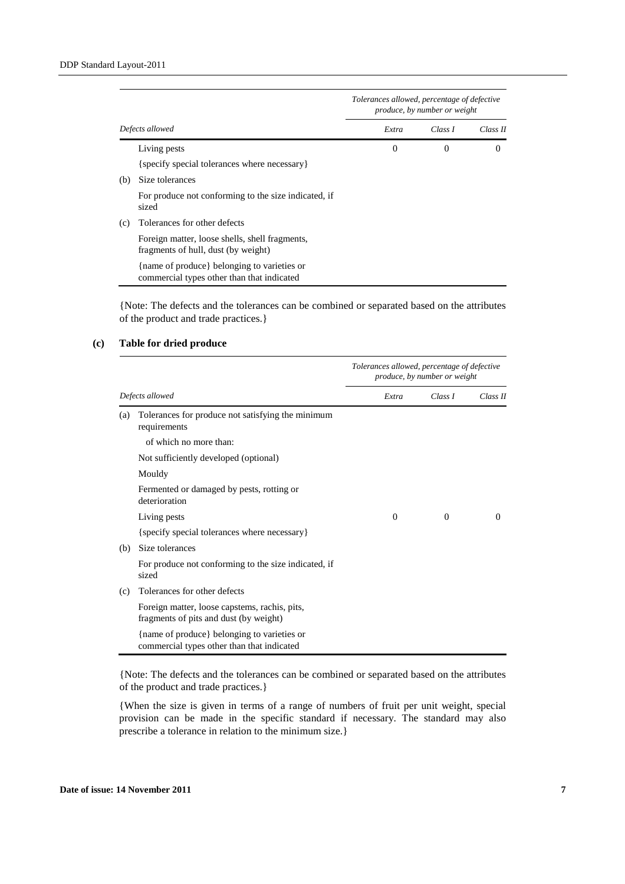| Defects allowed | | Tolerances allowed, percentage of defective produce, by number or weight | | |
|---|---|---|---|---|
| | | *Extra* | *Class I* | *Class II* |
| | Living pests | 0 | 0 | 0 |
| | {specify special tolerances where necessary} | | | |
| (b) | Size tolerances | | | |
| | For produce not conforming to the size indicated, if sized | | | |
| (c) | Tolerances for other defects | | | |
| | Foreign matter, loose shells, shell fragments, fragments of hull, dust (by weight) | | | |
| | {name of produce} belonging to varieties or commercial types other than that indicated | | | |

{Note: The defects and the tolerances can be combined or separated based on the attributes of the product and trade practices.}

**(c) Table for dried produce**

| Defects allowed | | Tolerances allowed, percentage of defective produce, by number or weight | | |
|---|---|---|---|---|
| | | *Extra* | *Class I* | *Class II* |
| (a) | Tolerances for produce not satisfying the minimum requirements | | | |
| | of which no more than: | | | |
| | Not sufficiently developed (optional) | | | |
| | Mouldy | | | |
| | Fermented or damaged by pests, rotting or deterioration | | | |
| | Living pests | 0 | 0 | 0 |
| | {specify special tolerances where necessary} | | | |
| (b) | Size tolerances | | | |
| | For produce not conforming to the size indicated, if sized | | | |
| (c) | Tolerances for other defects | | | |
| | Foreign matter, loose capstems, rachis, pits, fragments of pits and dust (by weight) | | | |
| | {name of produce} belonging to varieties or commercial types other than that indicated | | | |

{Note: The defects and the tolerances can be combined or separated based on the attributes of the product and trade practices.}

{When the size is given in terms of a range of numbers of fruit per unit weight, special provision can be made in the specific standard if necessary. The standard may also prescribe a tolerance in relation to the minimum size.}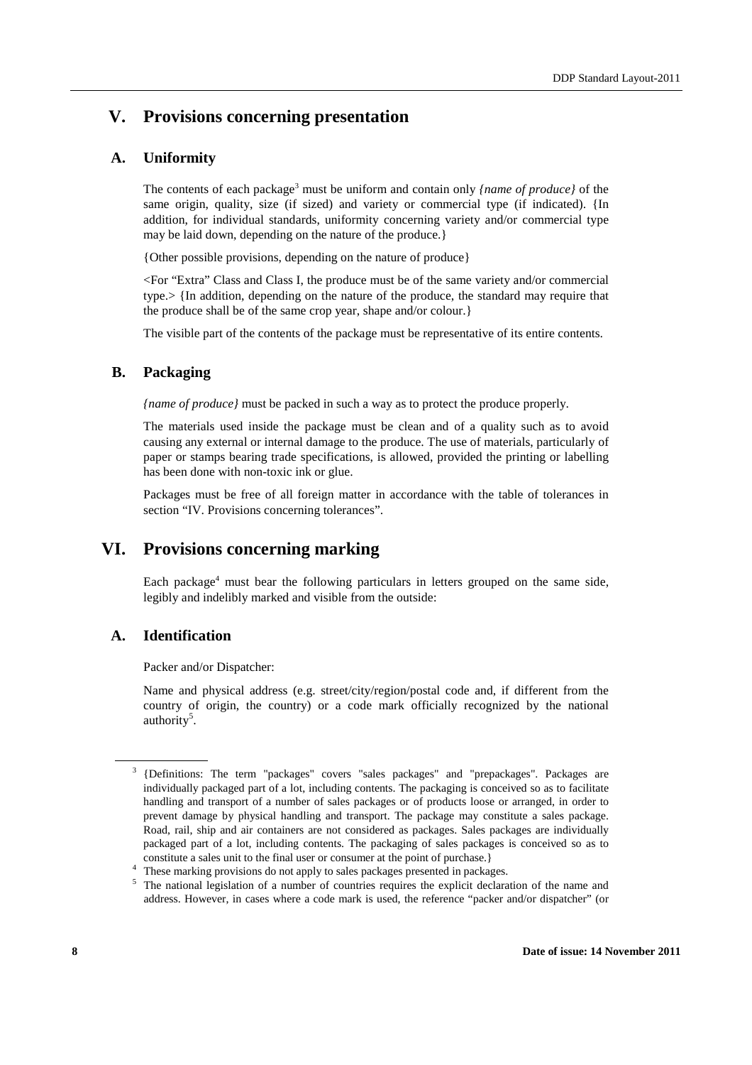# V. Provisions concerning presentation

## A. Uniformity

The contents of each package[3] must be uniform and contain only *{name of produce}* of the same origin, quality, size (if sized) and variety or commercial type (if indicated). {In addition, for individual standards, uniformity concerning variety and/or commercial type may be laid down, depending on the nature of the produce.}

{Other possible provisions, depending on the nature of produce}

<For "Extra" Class and Class I, the produce must be of the same variety and/or commercial type.> {In addition, depending on the nature of the produce, the standard may require that the produce shall be of the same crop year, shape and/or colour.}

The visible part of the contents of the package must be representative of its entire contents.

## B. Packaging

*{name of produce}* must be packed in such a way as to protect the produce properly.

The materials used inside the package must be clean and of a quality such as to avoid causing any external or internal damage to the produce. The use of materials, particularly of paper or stamps bearing trade specifications, is allowed, provided the printing or labelling has been done with non-toxic ink or glue.

Packages must be free of all foreign matter in accordance with the table of tolerances in section "IV. Provisions concerning tolerances".

# VI. Provisions concerning marking

Each package[4] must bear the following particulars in letters grouped on the same side, legibly and indelibly marked and visible from the outside:

## A. Identification

Packer and/or Dispatcher:

Name and physical address (e.g. street/city/region/postal code and, if different from the country of origin, the country) or a code mark officially recognized by the national authority[5].

---

[3] {Definitions: The term "packages" covers "sales packages" and "prepackages". Packages are individually packaged part of a lot, including contents. The packaging is conceived so as to facilitate handling and transport of a number of sales packages or of products loose or arranged, in order to prevent damage by physical handling and transport. The package may constitute a sales package. Road, rail, ship and air containers are not considered as packages. Sales packages are individually packaged part of a lot, including contents. The packaging of sales packages is conceived so as to constitute a sales unit to the final user or consumer at the point of purchase.}

[4] These marking provisions do not apply to sales packages presented in packages.

[5] The national legislation of a number of countries requires the explicit declaration of the name and address. However, in cases where a code mark is used, the reference "packer and/or dispatcher" (or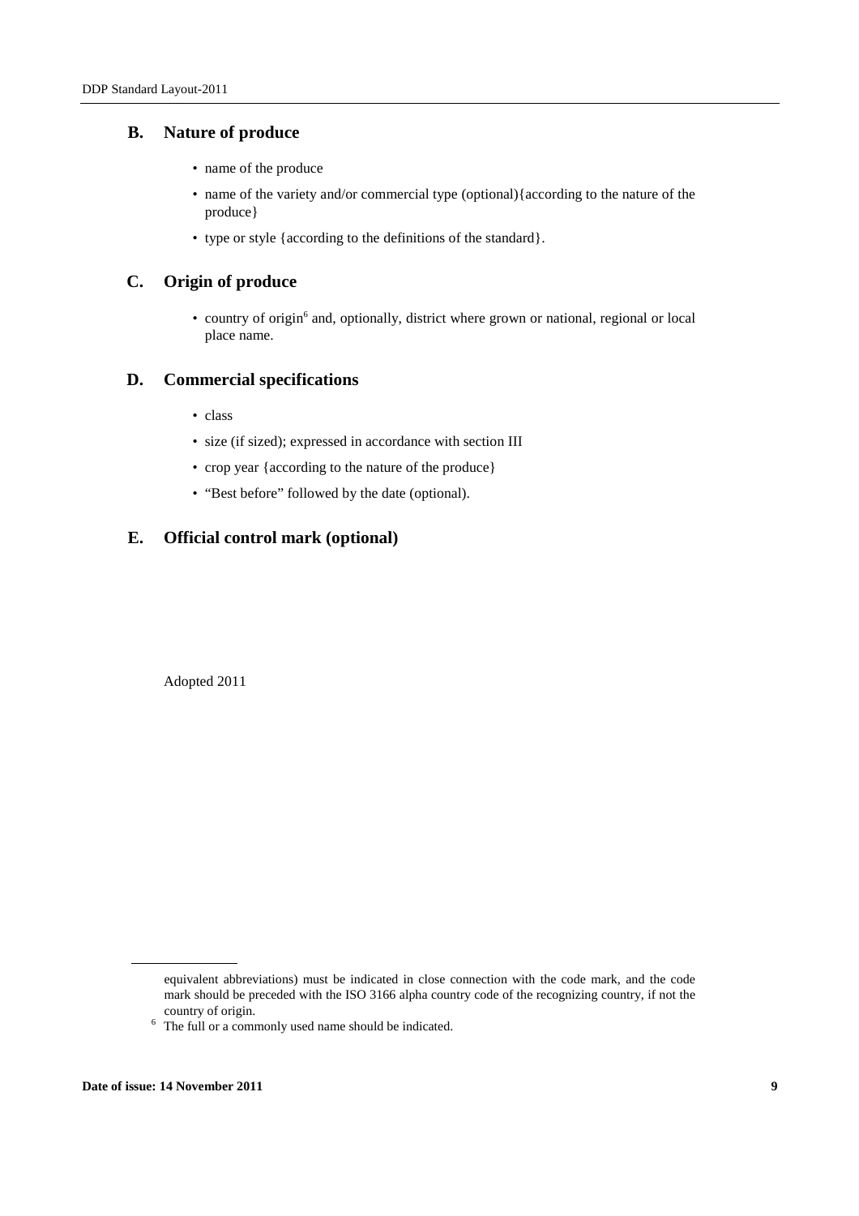## B. Nature of produce

- name of the produce
- name of the variety and/or commercial type (optional){according to the nature of the produce}
- type or style {according to the definitions of the standard}.

## C. Origin of produce

- country of origin[6] and, optionally, district where grown or national, regional or local place name.

## D. Commercial specifications

- class
- size (if sized); expressed in accordance with section III
- crop year {according to the nature of the produce}
- "Best before" followed by the date (optional).

## E. Official control mark (optional)

Adopted 2011

---

equivalent abbreviations) must be indicated in close connection with the code mark, and the code mark should be preceded with the ISO 3166 alpha country code of the recognizing country, if not the country of origin.

[6] The full or a commonly used name should be indicated.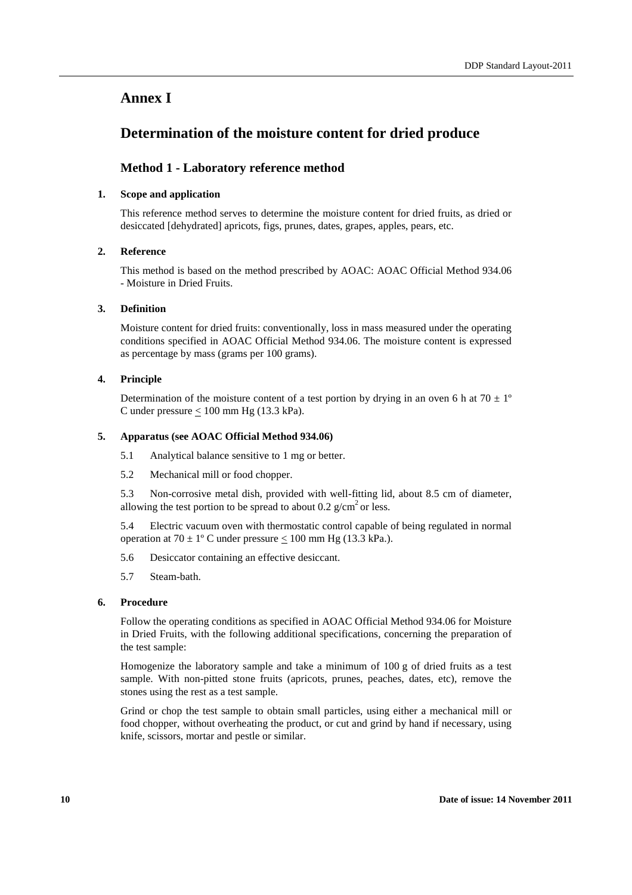# Annex I

# Determination of the moisture content for dried produce

## Method 1 - Laboratory reference method

### 1. Scope and application

This reference method serves to determine the moisture content for dried fruits, as dried or desiccated [dehydrated] apricots, figs, prunes, dates, grapes, apples, pears, etc.

### 2. Reference

This method is based on the method prescribed by AOAC: AOAC Official Method 934.06 - Moisture in Dried Fruits.

### 3. Definition

Moisture content for dried fruits: conventionally, loss in mass measured under the operating conditions specified in AOAC Official Method 934.06. The moisture content is expressed as percentage by mass (grams per 100 grams).

### 4. Principle

Determination of the moisture content of a test portion by drying in an oven 6 h at $70 \pm 1$º C under pressure $\leq$ 100 mm Hg (13.3 kPa).

### 5. Apparatus (see AOAC Official Method 934.06)

5.1 Analytical balance sensitive to 1 mg or better.

5.2 Mechanical mill or food chopper.

5.3 Non-corrosive metal dish, provided with well-fitting lid, about 8.5 cm of diameter, allowing the test portion to be spread to about 0.2 g/cm$^2$ or less.

5.4 Electric vacuum oven with thermostatic control capable of being regulated in normal operation at $70 \pm 1$º C under pressure $\leq$ 100 mm Hg (13.3 kPa.).

5.6 Desiccator containing an effective desiccant.

5.7 Steam-bath.

### 6. Procedure

Follow the operating conditions as specified in AOAC Official Method 934.06 for Moisture in Dried Fruits, with the following additional specifications, concerning the preparation of the test sample:

Homogenize the laboratory sample and take a minimum of 100 g of dried fruits as a test sample. With non-pitted stone fruits (apricots, prunes, peaches, dates, etc), remove the stones using the rest as a test sample.

Grind or chop the test sample to obtain small particles, using either a mechanical mill or food chopper, without overheating the product, or cut and grind by hand if necessary, using knife, scissors, mortar and pestle or similar.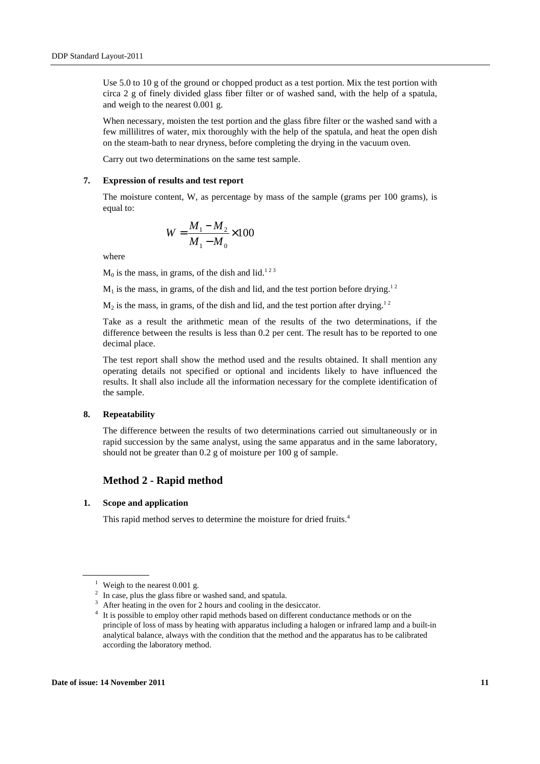Use 5.0 to 10 g of the ground or chopped product as a test portion. Mix the test portion with circa 2 g of finely divided glass fiber filter or of washed sand, with the help of a spatula, and weigh to the nearest 0.001 g.

When necessary, moisten the test portion and the glass fibre filter or the washed sand with a few millilitres of water, mix thoroughly with the help of the spatula, and heat the open dish on the steam-bath to near dryness, before completing the drying in the vacuum oven.

Carry out two determinations on the same test sample.

## 7. Expression of results and test report

The moisture content, W, as percentage by mass of the sample (grams per 100 grams), is equal to:

$$W = \frac{M_1 - M_2}{M_1 - M_0} \times 100$$

where

$M_0$ is the mass, in grams, of the dish and lid.[1 2 3]

$M_1$ is the mass, in grams, of the dish and lid, and the test portion before drying.[1 2]

$M_2$ is the mass, in grams, of the dish and lid, and the test portion after drying.[1 2]

Take as a result the arithmetic mean of the results of the two determinations, if the difference between the results is less than 0.2 per cent. The result has to be reported to one decimal place.

The test report shall show the method used and the results obtained. It shall mention any operating details not specified or optional and incidents likely to have influenced the results. It shall also include all the information necessary for the complete identification of the sample.

## 8. Repeatability

The difference between the results of two determinations carried out simultaneously or in rapid succession by the same analyst, using the same apparatus and in the same laboratory, should not be greater than 0.2 g of moisture per 100 g of sample.

# Method 2 - Rapid method

## 1. Scope and application

This rapid method serves to determine the moisture for dried fruits.[4]

---

[1] Weigh to the nearest 0.001 g.

[2] In case, plus the glass fibre or washed sand, and spatula.

[3] After heating in the oven for 2 hours and cooling in the desiccator.

[4] It is possible to employ other rapid methods based on different conductance methods or on the principle of loss of mass by heating with apparatus including a halogen or infrared lamp and a built-in analytical balance, always with the condition that the method and the apparatus has to be calibrated according the laboratory method.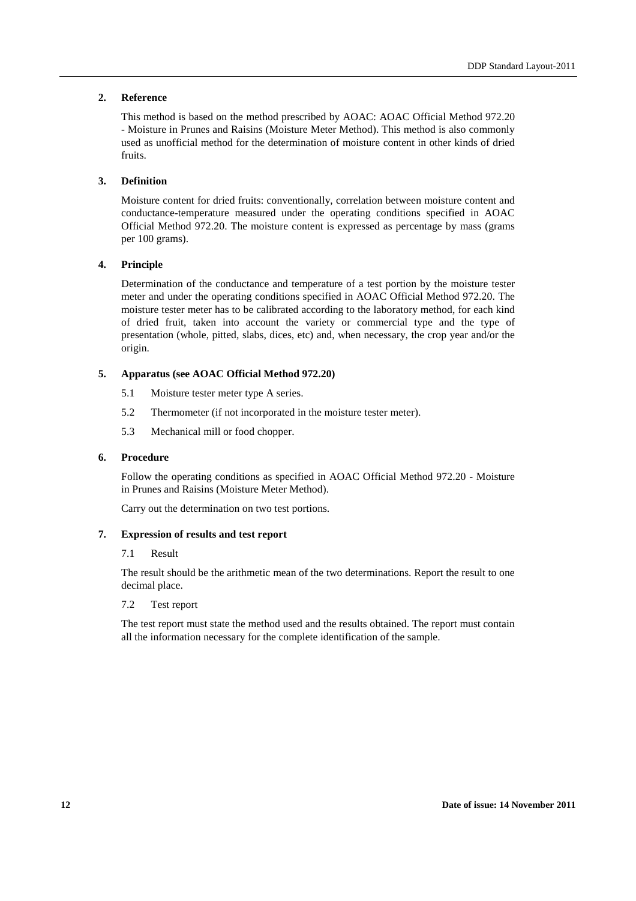## 2. Reference

This method is based on the method prescribed by AOAC: AOAC Official Method 972.20 - Moisture in Prunes and Raisins (Moisture Meter Method). This method is also commonly used as unofficial method for the determination of moisture content in other kinds of dried fruits.

## 3. Definition

Moisture content for dried fruits: conventionally, correlation between moisture content and conductance-temperature measured under the operating conditions specified in AOAC Official Method 972.20. The moisture content is expressed as percentage by mass (grams per 100 grams).

## 4. Principle

Determination of the conductance and temperature of a test portion by the moisture tester meter and under the operating conditions specified in AOAC Official Method 972.20. The moisture tester meter has to be calibrated according to the laboratory method, for each kind of dried fruit, taken into account the variety or commercial type and the type of presentation (whole, pitted, slabs, dices, etc) and, when necessary, the crop year and/or the origin.

## 5. Apparatus (see AOAC Official Method 972.20)

5.1 Moisture tester meter type A series.

5.2 Thermometer (if not incorporated in the moisture tester meter).

5.3 Mechanical mill or food chopper.

## 6. Procedure

Follow the operating conditions as specified in AOAC Official Method 972.20 - Moisture in Prunes and Raisins (Moisture Meter Method).

Carry out the determination on two test portions.

## 7. Expression of results and test report

7.1 Result

The result should be the arithmetic mean of the two determinations. Report the result to one decimal place.

7.2 Test report

The test report must state the method used and the results obtained. The report must contain all the information necessary for the complete identification of the sample.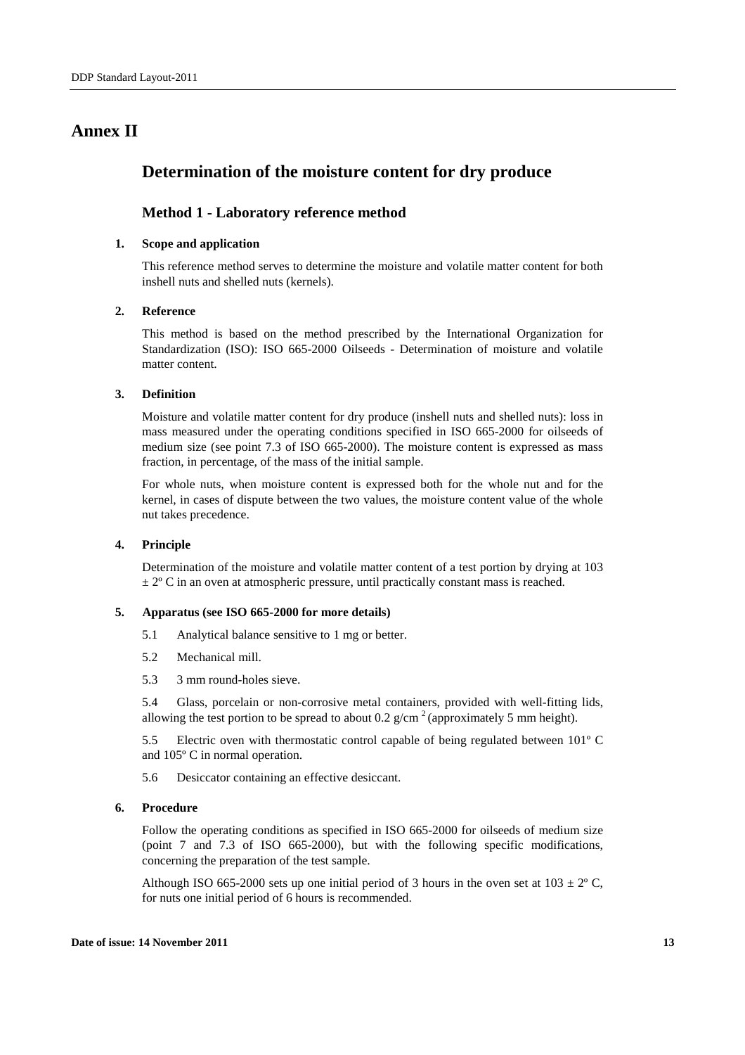# Annex II

## Determination of the moisture content for dry produce

### Method 1 - Laboratory reference method

**1. Scope and application**

This reference method serves to determine the moisture and volatile matter content for both inshell nuts and shelled nuts (kernels).

**2. Reference**

This method is based on the method prescribed by the International Organization for Standardization (ISO): ISO 665-2000 Oilseeds - Determination of moisture and volatile matter content.

**3. Definition**

Moisture and volatile matter content for dry produce (inshell nuts and shelled nuts): loss in mass measured under the operating conditions specified in ISO 665-2000 for oilseeds of medium size (see point 7.3 of ISO 665-2000). The moisture content is expressed as mass fraction, in percentage, of the mass of the initial sample.

For whole nuts, when moisture content is expressed both for the whole nut and for the kernel, in cases of dispute between the two values, the moisture content value of the whole nut takes precedence.

**4. Principle**

Determination of the moisture and volatile matter content of a test portion by drying at 103 ± 2º C in an oven at atmospheric pressure, until practically constant mass is reached.

**5. Apparatus (see ISO 665-2000 for more details)**

5.1 Analytical balance sensitive to 1 mg or better.

5.2 Mechanical mill.

5.3 3 mm round-holes sieve.

5.4 Glass, porcelain or non-corrosive metal containers, provided with well-fitting lids, allowing the test portion to be spread to about 0.2 g/cm$^2$ (approximately 5 mm height).

5.5 Electric oven with thermostatic control capable of being regulated between 101º C and 105º C in normal operation.

5.6 Desiccator containing an effective desiccant.

**6. Procedure**

Follow the operating conditions as specified in ISO 665-2000 for oilseeds of medium size (point 7 and 7.3 of ISO 665-2000), but with the following specific modifications, concerning the preparation of the test sample.

Although ISO 665-2000 sets up one initial period of 3 hours in the oven set at 103 ± 2º C, for nuts one initial period of 6 hours is recommended.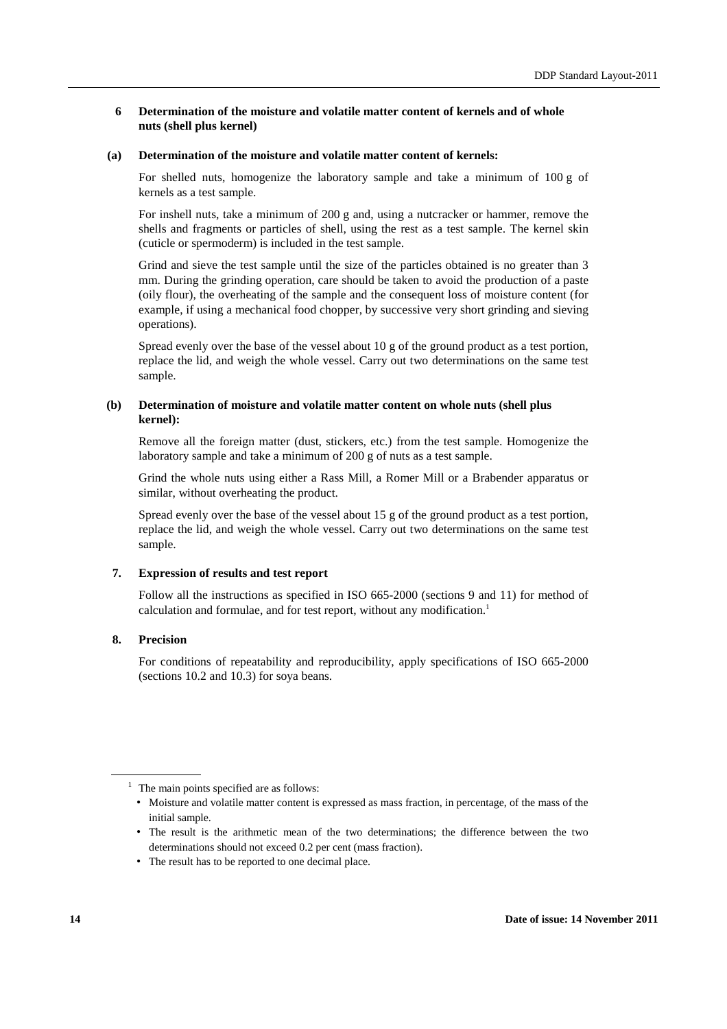## 6 Determination of the moisture and volatile matter content of kernels and of whole nuts (shell plus kernel)

### (a) Determination of the moisture and volatile matter content of kernels:

For shelled nuts, homogenize the laboratory sample and take a minimum of 100 g of kernels as a test sample.

For inshell nuts, take a minimum of 200 g and, using a nutcracker or hammer, remove the shells and fragments or particles of shell, using the rest as a test sample. The kernel skin (cuticle or spermoderm) is included in the test sample.

Grind and sieve the test sample until the size of the particles obtained is no greater than 3 mm. During the grinding operation, care should be taken to avoid the production of a paste (oily flour), the overheating of the sample and the consequent loss of moisture content (for example, if using a mechanical food chopper, by successive very short grinding and sieving operations).

Spread evenly over the base of the vessel about 10 g of the ground product as a test portion, replace the lid, and weigh the whole vessel. Carry out two determinations on the same test sample.

### (b) Determination of moisture and volatile matter content on whole nuts (shell plus kernel):

Remove all the foreign matter (dust, stickers, etc.) from the test sample. Homogenize the laboratory sample and take a minimum of 200 g of nuts as a test sample.

Grind the whole nuts using either a Rass Mill, a Romer Mill or a Brabender apparatus or similar, without overheating the product.

Spread evenly over the base of the vessel about 15 g of the ground product as a test portion, replace the lid, and weigh the whole vessel. Carry out two determinations on the same test sample.

## 7. Expression of results and test report

Follow all the instructions as specified in ISO 665-2000 (sections 9 and 11) for method of calculation and formulae, and for test report, without any modification.[1]

## 8. Precision

For conditions of repeatability and reproducibility, apply specifications of ISO 665-2000 (sections 10.2 and 10.3) for soya beans.

---

[1] The main points specified are as follows:

- Moisture and volatile matter content is expressed as mass fraction, in percentage, of the mass of the initial sample.
- The result is the arithmetic mean of the two determinations; the difference between the two determinations should not exceed 0.2 per cent (mass fraction).
- The result has to be reported to one decimal place.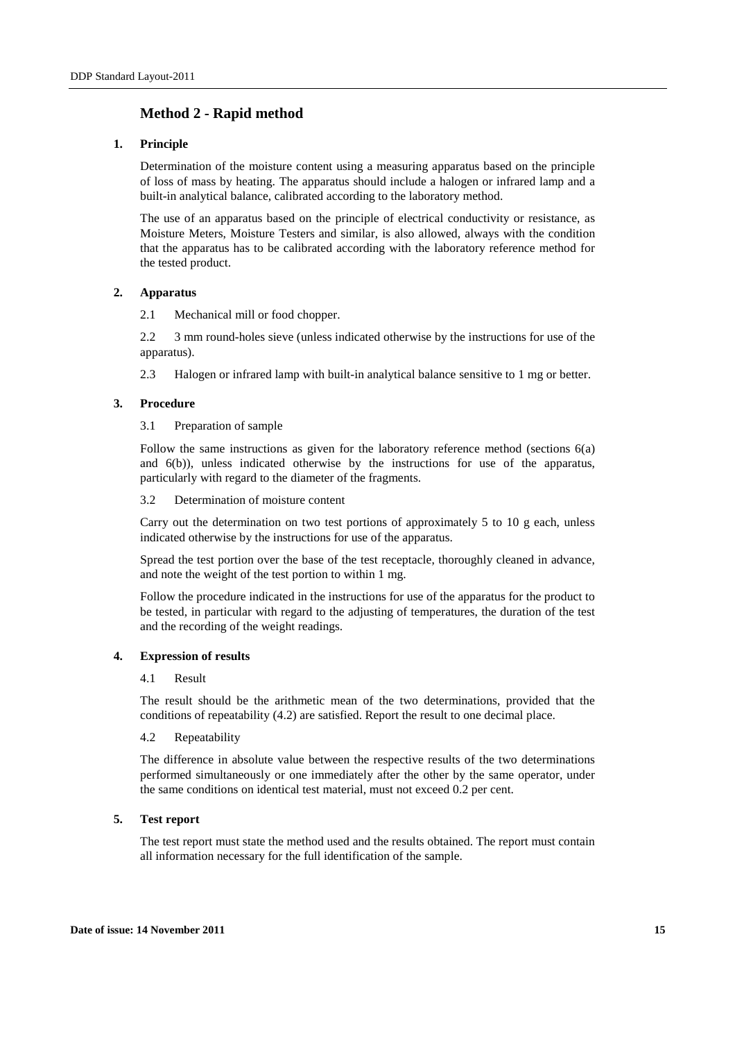## Method 2 - Rapid method

### 1. Principle

Determination of the moisture content using a measuring apparatus based on the principle of loss of mass by heating. The apparatus should include a halogen or infrared lamp and a built-in analytical balance, calibrated according to the laboratory method.

The use of an apparatus based on the principle of electrical conductivity or resistance, as Moisture Meters, Moisture Testers and similar, is also allowed, always with the condition that the apparatus has to be calibrated according with the laboratory reference method for the tested product.

### 2. Apparatus

2.1 Mechanical mill or food chopper.

2.2 3 mm round-holes sieve (unless indicated otherwise by the instructions for use of the apparatus).

2.3 Halogen or infrared lamp with built-in analytical balance sensitive to 1 mg or better.

### 3. Procedure

3.1 Preparation of sample

Follow the same instructions as given for the laboratory reference method (sections 6(a) and 6(b)), unless indicated otherwise by the instructions for use of the apparatus, particularly with regard to the diameter of the fragments.

3.2 Determination of moisture content

Carry out the determination on two test portions of approximately 5 to 10 g each, unless indicated otherwise by the instructions for use of the apparatus.

Spread the test portion over the base of the test receptacle, thoroughly cleaned in advance, and note the weight of the test portion to within 1 mg.

Follow the procedure indicated in the instructions for use of the apparatus for the product to be tested, in particular with regard to the adjusting of temperatures, the duration of the test and the recording of the weight readings.

### 4. Expression of results

4.1 Result

The result should be the arithmetic mean of the two determinations, provided that the conditions of repeatability (4.2) are satisfied. Report the result to one decimal place.

4.2 Repeatability

The difference in absolute value between the respective results of the two determinations performed simultaneously or one immediately after the other by the same operator, under the same conditions on identical test material, must not exceed 0.2 per cent.

### 5. Test report

The test report must state the method used and the results obtained. The report must contain all information necessary for the full identification of the sample.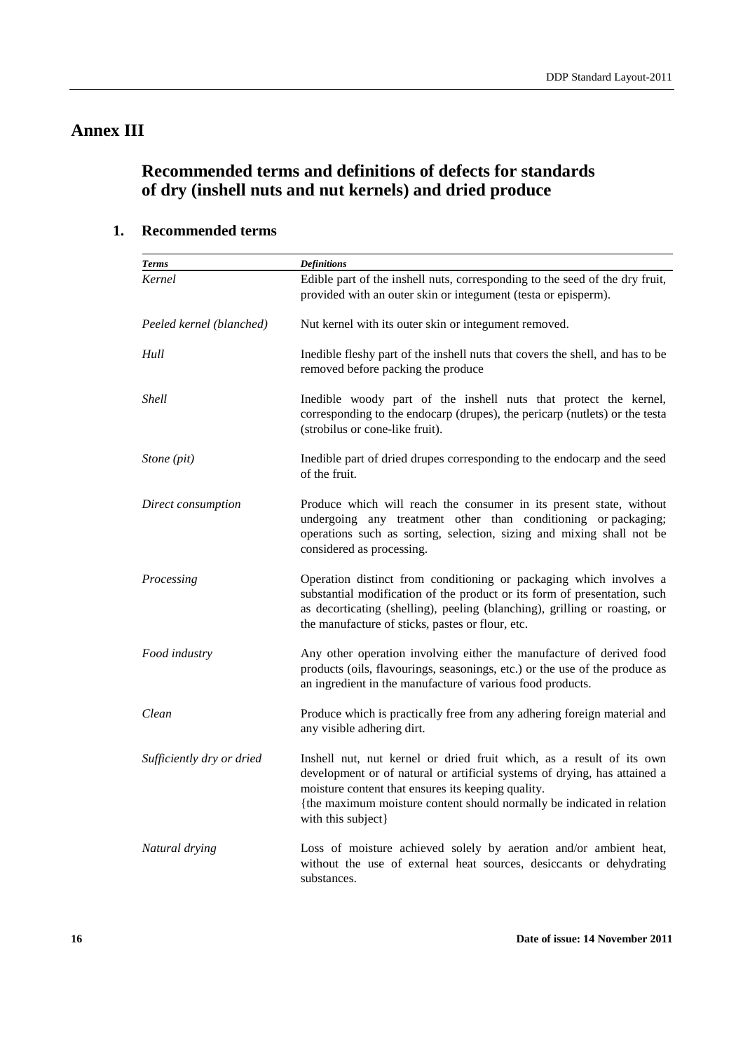# Annex III

## Recommended terms and definitions of defects for standards of dry (inshell nuts and nut kernels) and dried produce

### 1. Recommended terms

| *Terms* | *Definitions* |
|---|---|
| *Kernel* | Edible part of the inshell nuts, corresponding to the seed of the dry fruit, provided with an outer skin or integument (testa or episperm). |
| *Peeled kernel (blanched)* | Nut kernel with its outer skin or integument removed. |
| *Hull* | Inedible fleshy part of the inshell nuts that covers the shell, and has to be removed before packing the produce |
| *Shell* | Inedible woody part of the inshell nuts that protect the kernel, corresponding to the endocarp (drupes), the pericarp (nutlets) or the testa (strobilus or cone-like fruit). |
| *Stone (pit)* | Inedible part of dried drupes corresponding to the endocarp and the seed of the fruit. |
| *Direct consumption* | Produce which will reach the consumer in its present state, without undergoing any treatment other than conditioning or packaging; operations such as sorting, selection, sizing and mixing shall not be considered as processing. |
| *Processing* | Operation distinct from conditioning or packaging which involves a substantial modification of the product or its form of presentation, such as decorticating (shelling), peeling (blanching), grilling or roasting, or the manufacture of sticks, pastes or flour, etc. |
| *Food industry* | Any other operation involving either the manufacture of derived food products (oils, flavourings, seasonings, etc.) or the use of the produce as an ingredient in the manufacture of various food products. |
| *Clean* | Produce which is practically free from any adhering foreign material and any visible adhering dirt. |
| *Sufficiently dry or dried* | Inshell nut, nut kernel or dried fruit which, as a result of its own development or of natural or artificial systems of drying, has attained a moisture content that ensures its keeping quality. {the maximum moisture content should normally be indicated in relation with this subject} |
| *Natural drying* | Loss of moisture achieved solely by aeration and/or ambient heat, without the use of external heat sources, desiccants or dehydrating substances. |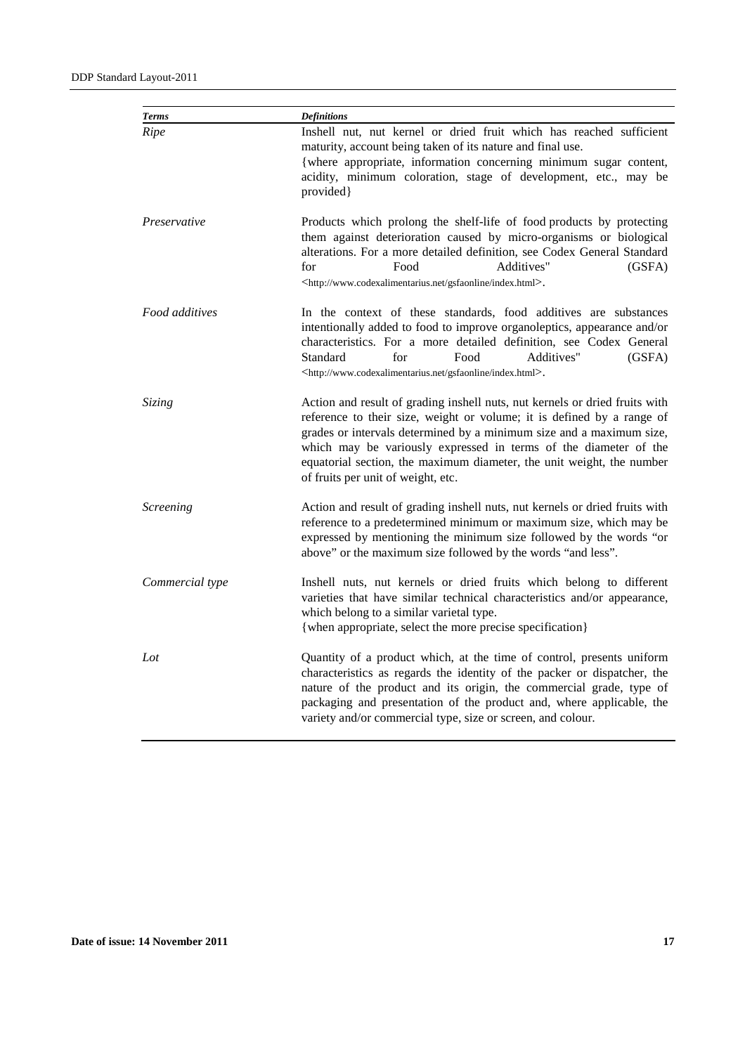| *Terms* | *Definitions* |
|---|---|
| *Ripe* | Inshell nut, nut kernel or dried fruit which has reached sufficient maturity, account being taken of its nature and final use. {where appropriate, information concerning minimum sugar content, acidity, minimum coloration, stage of development, etc., may be provided} |
| *Preservative* | Products which prolong the shelf-life of food products by protecting them against deterioration caused by micro-organisms or biological alterations. For a more detailed definition, see Codex General Standard for Food Additives" (GSFA) <http://www.codexalimentarius.net/gsfaonline/index.html>. |
| *Food additives* | In the context of these standards, food additives are substances intentionally added to food to improve organoleptics, appearance and/or characteristics. For a more detailed definition, see Codex General Standard for Food Additives" (GSFA) <http://www.codexalimentarius.net/gsfaonline/index.html>. |
| *Sizing* | Action and result of grading inshell nuts, nut kernels or dried fruits with reference to their size, weight or volume; it is defined by a range of grades or intervals determined by a minimum size and a maximum size, which may be variously expressed in terms of the diameter of the equatorial section, the maximum diameter, the unit weight, the number of fruits per unit of weight, etc. |
| *Screening* | Action and result of grading inshell nuts, nut kernels or dried fruits with reference to a predetermined minimum or maximum size, which may be expressed by mentioning the minimum size followed by the words "or above" or the maximum size followed by the words "and less". |
| *Commercial type* | Inshell nuts, nut kernels or dried fruits which belong to different varieties that have similar technical characteristics and/or appearance, which belong to a similar varietal type. {when appropriate, select the more precise specification} |
| *Lot* | Quantity of a product which, at the time of control, presents uniform characteristics as regards the identity of the packer or dispatcher, the nature of the product and its origin, the commercial grade, type of packaging and presentation of the product and, where applicable, the variety and/or commercial type, size or screen, and colour. |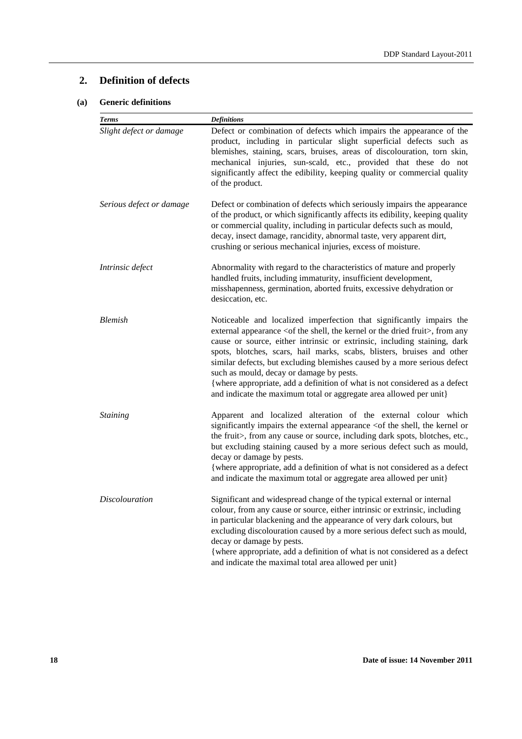## 2. Definition of defects

### (a) Generic definitions

| *Terms* | *Definitions* |
|---|---|
| *Slight defect or damage* | Defect or combination of defects which impairs the appearance of the product, including in particular slight superficial defects such as blemishes, staining, scars, bruises, areas of discolouration, torn skin, mechanical injuries, sun-scald, etc., provided that these do not significantly affect the edibility, keeping quality or commercial quality of the product. |
| *Serious defect or damage* | Defect or combination of defects which seriously impairs the appearance of the product, or which significantly affects its edibility, keeping quality or commercial quality, including in particular defects such as mould, decay, insect damage, rancidity, abnormal taste, very apparent dirt, crushing or serious mechanical injuries, excess of moisture. |
| *Intrinsic defect* | Abnormality with regard to the characteristics of mature and properly handled fruits, including immaturity, insufficient development, misshapenness, germination, aborted fruits, excessive dehydration or desiccation, etc. |
| *Blemish* | Noticeable and localized imperfection that significantly impairs the external appearance <of the shell, the kernel or the dried fruit>, from any cause or source, either intrinsic or extrinsic, including staining, dark spots, blotches, scars, hail marks, scabs, blisters, bruises and other similar defects, but excluding blemishes caused by a more serious defect such as mould, decay or damage by pests. {where appropriate, add a definition of what is not considered as a defect and indicate the maximum total or aggregate area allowed per unit} |
| *Staining* | Apparent and localized alteration of the external colour which significantly impairs the external appearance <of the shell, the kernel or the fruit>, from any cause or source, including dark spots, blotches, etc., but excluding staining caused by a more serious defect such as mould, decay or damage by pests. {where appropriate, add a definition of what is not considered as a defect and indicate the maximum total or aggregate area allowed per unit} |
| *Discolouration* | Significant and widespread change of the typical external or internal colour, from any cause or source, either intrinsic or extrinsic, including in particular blackening and the appearance of very dark colours, but excluding discolouration caused by a more serious defect such as mould, decay or damage by pests. {where appropriate, add a definition of what is not considered as a defect and indicate the maximal total area allowed per unit} |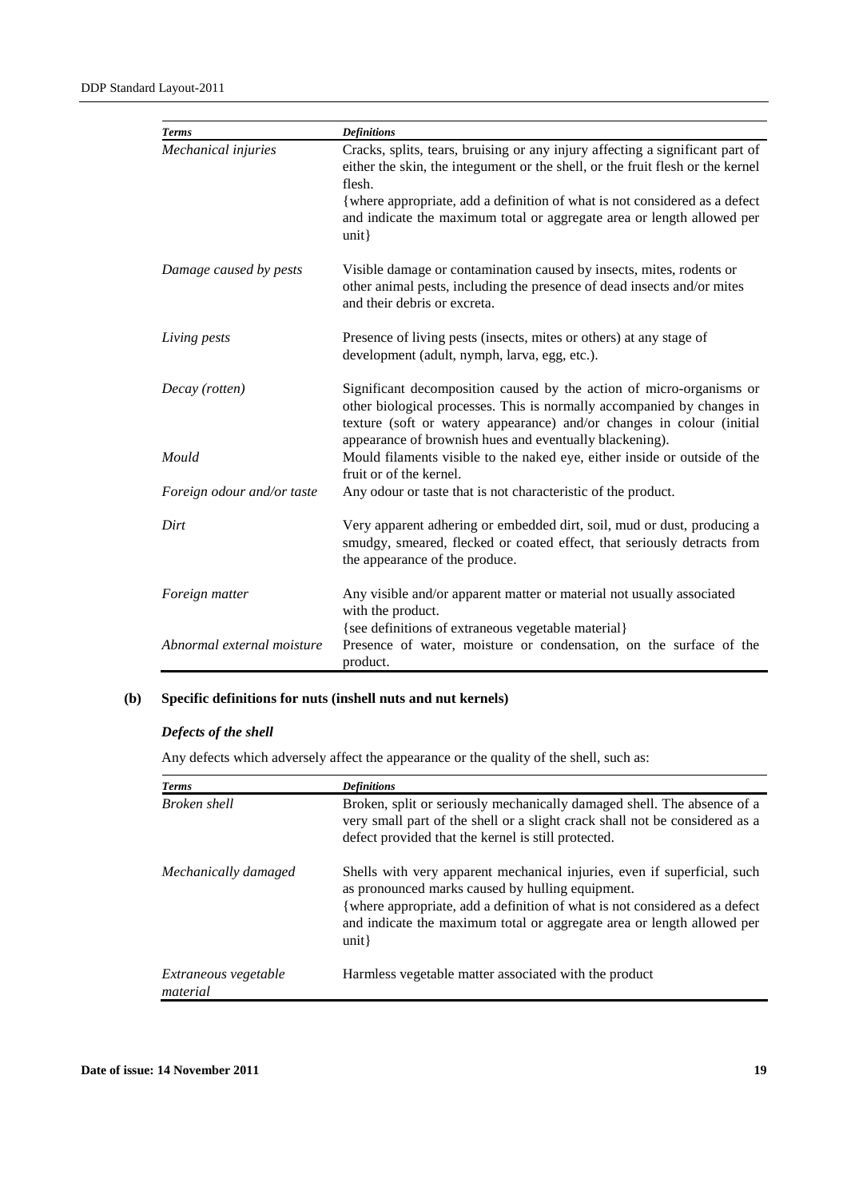| *Terms* | *Definitions* |
|---|---|
| *Mechanical injuries* | Cracks, splits, tears, bruising or any injury affecting a significant part of either the skin, the integument or the shell, or the fruit flesh or the kernel flesh.<br>{where appropriate, add a definition of what is not considered as a defect and indicate the maximum total or aggregate area or length allowed per unit} |
| *Damage caused by pests* | Visible damage or contamination caused by insects, mites, rodents or other animal pests, including the presence of dead insects and/or mites and their debris or excreta. |
| *Living pests* | Presence of living pests (insects, mites or others) at any stage of development (adult, nymph, larva, egg, etc.). |
| *Decay (rotten)* | Significant decomposition caused by the action of micro-organisms or other biological processes. This is normally accompanied by changes in texture (soft or watery appearance) and/or changes in colour (initial appearance of brownish hues and eventually blackening). |
| *Mould* | Mould filaments visible to the naked eye, either inside or outside of the fruit or of the kernel. |
| *Foreign odour and/or taste* | Any odour or taste that is not characteristic of the product. |
| *Dirt* | Very apparent adhering or embedded dirt, soil, mud or dust, producing a smudgy, smeared, flecked or coated effect, that seriously detracts from the appearance of the produce. |
| *Foreign matter* | Any visible and/or apparent matter or material not usually associated with the product.<br>{see definitions of extraneous vegetable material} |
| *Abnormal external moisture* | Presence of water, moisture or condensation, on the surface of the product. |

**(b) Specific definitions for nuts (inshell nuts and nut kernels)**

***Defects of the shell***

Any defects which adversely affect the appearance or the quality of the shell, such as:

| *Terms* | *Definitions* |
|---|---|
| *Broken shell* | Broken, split or seriously mechanically damaged shell. The absence of a very small part of the shell or a slight crack shall not be considered as a defect provided that the kernel is still protected. |
| *Mechanically damaged* | Shells with very apparent mechanical injuries, even if superficial, such as pronounced marks caused by hulling equipment.<br>{where appropriate, add a definition of what is not considered as a defect and indicate the maximum total or aggregate area or length allowed per unit} |
| *Extraneous vegetable material* | Harmless vegetable matter associated with the product |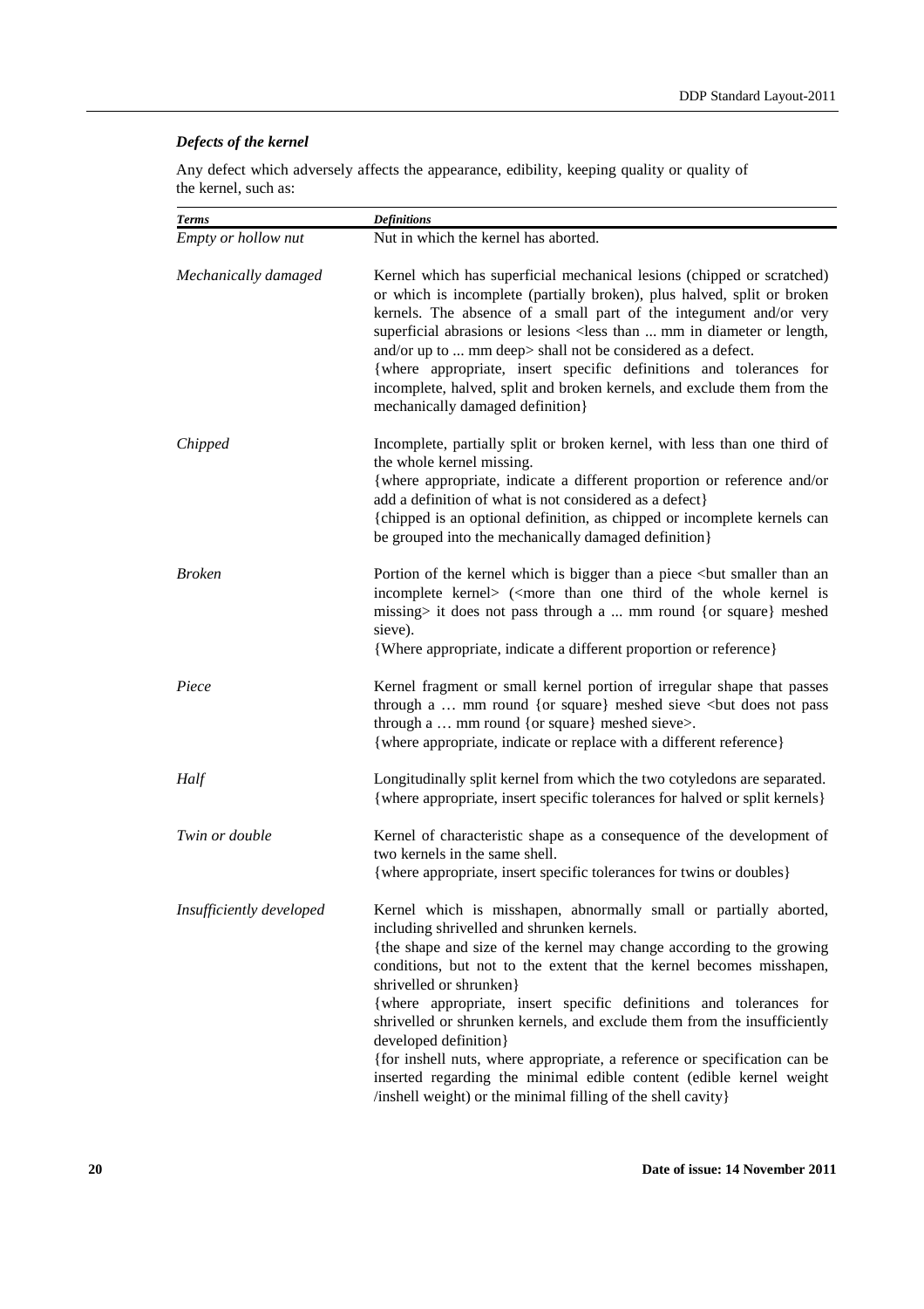### *Defects of the kernel*

Any defect which adversely affects the appearance, edibility, keeping quality or quality of the kernel, such as:

| *Terms* | *Definitions* |
|---|---|
| *Empty or hollow nut* | Nut in which the kernel has aborted. |
| *Mechanically damaged* | Kernel which has superficial mechanical lesions (chipped or scratched) or which is incomplete (partially broken), plus halved, split or broken kernels. The absence of a small part of the integument and/or very superficial abrasions or lesions <less than ... mm in diameter or length, and/or up to ... mm deep> shall not be considered as a defect.<br>{where appropriate, insert specific definitions and tolerances for incomplete, halved, split and broken kernels, and exclude them from the mechanically damaged definition} |
| *Chipped* | Incomplete, partially split or broken kernel, with less than one third of the whole kernel missing.<br>{where appropriate, indicate a different proportion or reference and/or add a definition of what is not considered as a defect}<br>{chipped is an optional definition, as chipped or incomplete kernels can be grouped into the mechanically damaged definition} |
| *Broken* | Portion of the kernel which is bigger than a piece <but smaller than an incomplete kernel> (<more than one third of the whole kernel is missing> it does not pass through a ... mm round {or square} meshed sieve).<br>{Where appropriate, indicate a different proportion or reference} |
| *Piece* | Kernel fragment or small kernel portion of irregular shape that passes through a … mm round {or square} meshed sieve <but does not pass through a … mm round {or square} meshed sieve>.<br>{where appropriate, indicate or replace with a different reference} |
| *Half* | Longitudinally split kernel from which the two cotyledons are separated.<br>{where appropriate, insert specific tolerances for halved or split kernels} |
| *Twin or double* | Kernel of characteristic shape as a consequence of the development of two kernels in the same shell.<br>{where appropriate, insert specific tolerances for twins or doubles} |
| *Insufficiently developed* | Kernel which is misshapen, abnormally small or partially aborted, including shrivelled and shrunken kernels.<br>{the shape and size of the kernel may change according to the growing conditions, but not to the extent that the kernel becomes misshapen, shrivelled or shrunken}<br>{where appropriate, insert specific definitions and tolerances for shrivelled or shrunken kernels, and exclude them from the insufficiently developed definition}<br>{for inshell nuts, where appropriate, a reference or specification can be inserted regarding the minimal edible content (edible kernel weight /inshell weight) or the minimal filling of the shell cavity} |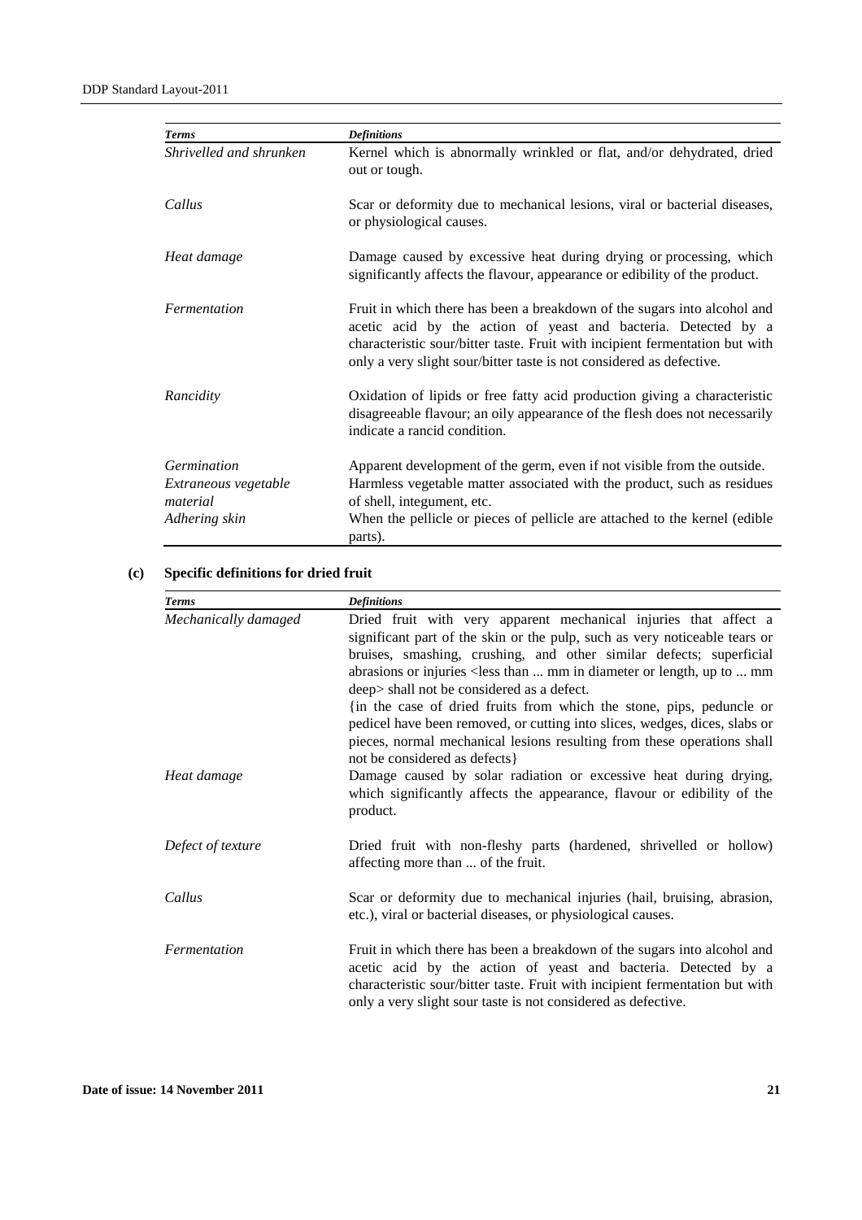| *Terms* | *Definitions* |
|---|---|
| *Shrivelled and shrunken* | Kernel which is abnormally wrinkled or flat, and/or dehydrated, dried out or tough. |
| *Callus* | Scar or deformity due to mechanical lesions, viral or bacterial diseases, or physiological causes. |
| *Heat damage* | Damage caused by excessive heat during drying or processing, which significantly affects the flavour, appearance or edibility of the product. |
| *Fermentation* | Fruit in which there has been a breakdown of the sugars into alcohol and acetic acid by the action of yeast and bacteria. Detected by a characteristic sour/bitter taste. Fruit with incipient fermentation but with only a very slight sour/bitter taste is not considered as defective. |
| *Rancidity* | Oxidation of lipids or free fatty acid production giving a characteristic disagreeable flavour; an oily appearance of the flesh does not necessarily indicate a rancid condition. |
| *Germination* | Apparent development of the germ, even if not visible from the outside. |
| *Extraneous vegetable material* | Harmless vegetable matter associated with the product, such as residues of shell, integument, etc. |
| *Adhering skin* | When the pellicle or pieces of pellicle are attached to the kernel (edible parts). |

**(c) Specific definitions for dried fruit**

| *Terms* | *Definitions* |
|---|---|
| *Mechanically damaged* | Dried fruit with very apparent mechanical injuries that affect a significant part of the skin or the pulp, such as very noticeable tears or bruises, smashing, crushing, and other similar defects; superficial abrasions or injuries <less than ... mm in diameter or length, up to ... mm deep> shall not be considered as a defect. {in the case of dried fruits from which the stone, pips, peduncle or pedicel have been removed, or cutting into slices, wedges, dices, slabs or pieces, normal mechanical lesions resulting from these operations shall not be considered as defects} |
| *Heat damage* | Damage caused by solar radiation or excessive heat during drying, which significantly affects the appearance, flavour or edibility of the product. |
| *Defect of texture* | Dried fruit with non-fleshy parts (hardened, shrivelled or hollow) affecting more than ... of the fruit. |
| *Callus* | Scar or deformity due to mechanical injuries (hail, bruising, abrasion, etc.), viral or bacterial diseases, or physiological causes. |
| *Fermentation* | Fruit in which there has been a breakdown of the sugars into alcohol and acetic acid by the action of yeast and bacteria. Detected by a characteristic sour/bitter taste. Fruit with incipient fermentation but with only a very slight sour taste is not considered as defective. |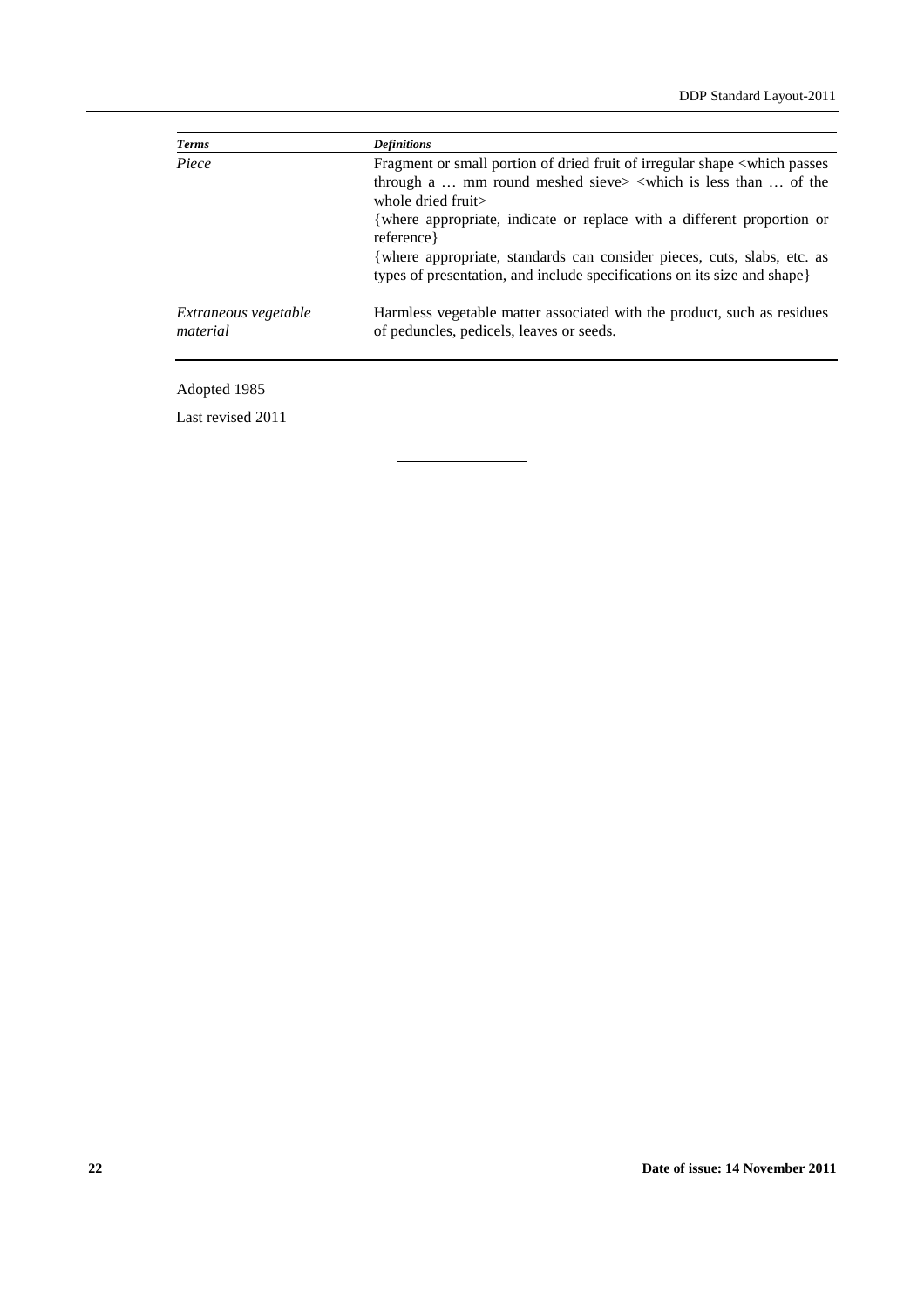| *Terms* | *Definitions* |
|---|---|
| *Piece* | Fragment or small portion of dried fruit of irregular shape <which passes through a … mm round meshed sieve> <which is less than … of the whole dried fruit><br>{where appropriate, indicate or replace with a different proportion or reference}<br>{where appropriate, standards can consider pieces, cuts, slabs, etc. as types of presentation, and include specifications on its size and shape} |
| *Extraneous vegetable material* | Harmless vegetable matter associated with the product, such as residues of peduncles, pedicels, leaves or seeds. |

Adopted 1985

Last revised 2011

Date of issue: 14 November 2011